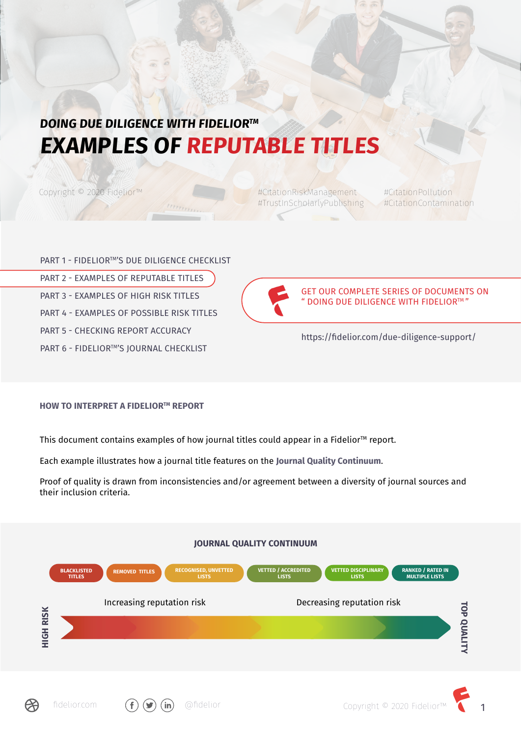# *DOING DUE DILIGENCE WITH FIDELIOR™*

# *EXAMPLES OF REPUTABLE TITLES*

Copyright © 2020 Fidelior™

#CitationRiskManagement #TrustInScholarlyPublishing #CitationPollution #CitationContamination

- PART 1 - FIDELIOR™'S DUE DILIGENCE CHECKLIST
- PART 2 - EXAMPLES OF REPUTABLE TITLES
- PART 3 - EXAMPLES OF HIGH RISK TITLES
- PART 4 - EXAMPLES OF POSSIBLE RISK TITLES
- PART 5 - CHECKING REPORT ACCURACY
- PART 6 - FIDELIOR™'S JOURNAL CHECKLIST

GET OUR COMPLETE SERIES OF DOCUMENTS ON " DOING DUE DILIGENCE WITH FIDELIOR™ "

https://fidelior.com/due-diligence-support/

## HOW TO INTERPRET A FIDELIOR™ REPORT

This document contains examples of how journal titles could appear in a Fidelior™ report.

Each example illustrates how a journal title features on the **Journal Quality Continuum**.

Proof of quality is drawn from inconsistencies and/or agreement between a diversity of journal sources and their inclusion criteria.

### JOURNAL QUALITY CONTINUUM

BLACKLISTED TITLES | REMOVED TITLES | RECOGNISED, UNVETTED LISTS | VETTED / ACCREDITED LISTS | VETTED DISCIPLINARY LISTS | RANKED / RATED IN MULTIPLE LISTS

HIGH RISK — Increasing reputation risk — Decreasing reputation risk — TOP QUALITY

fidelior.com @fidelior

Copyright © 2020 Fidelior™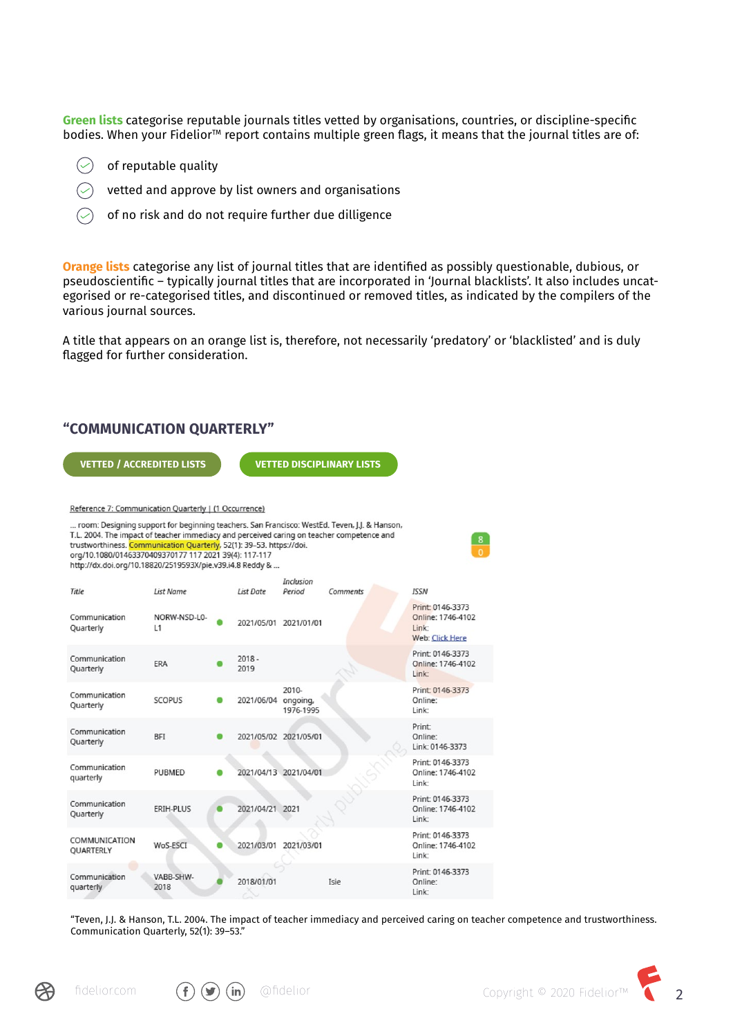**Green lists** categorise reputable journals titles vetted by organisations, countries, or discipline-specific bodies. When your Fidelior™ report contains multiple green flags, it means that the journal titles are of:

- of reputable quality
- vetted and approve by list owners and organisations
- of no risk and do not require further due dilligence

**Orange lists** categorise any list of journal titles that are identified as possibly questionable, dubious, or pseudoscientific – typically journal titles that are incorporated in 'Journal blacklists'. It also includes uncategorised or re-categorised titles, and discontinued or removed titles, as indicated by the compilers of the various journal sources.

A title that appears on an orange list is, therefore, not necessarily 'predatory' or 'blacklisted' and is duly flagged for further consideration.

## "COMMUNICATION QUARTERLY"

**VETTED / ACCREDITED LISTS** **VETTED DISCIPLINARY LISTS**

Reference 7: Communication Quarterly | (1 Occurrence)

... room: Designing support for beginning teachers. San Francisco: WestEd. Teven, J.J. & Hanson, T.L. 2004. The impact of teacher immediacy and perceived caring on teacher competence and trustworthiness. Communication Quarterly, 52(1): 39–53. https://doi. org/10.1080/01463370409370177 117 2021 39(4): 117-117 http://dx.doi.org/10.18820/2519593X/pie.v39.i4.8 Reddy & ...

8
0

| Title | List Name | List Date | Inclusion Period | Comments | ISSN |
|---|---|---|---|---|---|
| Communication Quarterly | NORW-NSD-L0-L1 | 2021/05/01 | 2021/01/01 | | Print: 0146-3373 Online: 1746-4102 Link: Web: Click Here |
| Communication Quarterly | ERA | 2018 - 2019 | | | Print: 0146-3373 Online: 1746-4102 Link: |
| Communication Quarterly | SCOPUS | 2021/06/04 | 2010-ongoing, 1976-1995 | | Print: 0146-3373 Online: Link: |
| Communication Quarterly | BFI | 2021/05/02 | 2021/05/01 | | Print: Online: Link: 0146-3373 |
| Communication quarterly | PUBMED | 2021/04/13 | 2021/04/01 | | Print: 0146-3373 Online: 1746-4102 Link: |
| Communication Quarterly | ERIH-PLUS | 2021/04/21 | 2021 | | Print: 0146-3373 Online: 1746-4102 Link: |
| COMMUNICATION QUARTERLY | WoS-ESCI | 2021/03/01 | 2021/03/01 | | Print: 0146-3373 Online: 1746-4102 Link: |
| Communication quarterly | VABB-SHW-2018 | 2018/01/01 | | Isie | Print: 0146-3373 Online: Link: |

"Teven, J.J. & Hanson, T.L. 2004. The impact of teacher immediacy and perceived caring on teacher competence and trustworthiness. Communication Quarterly, 52(1): 39–53."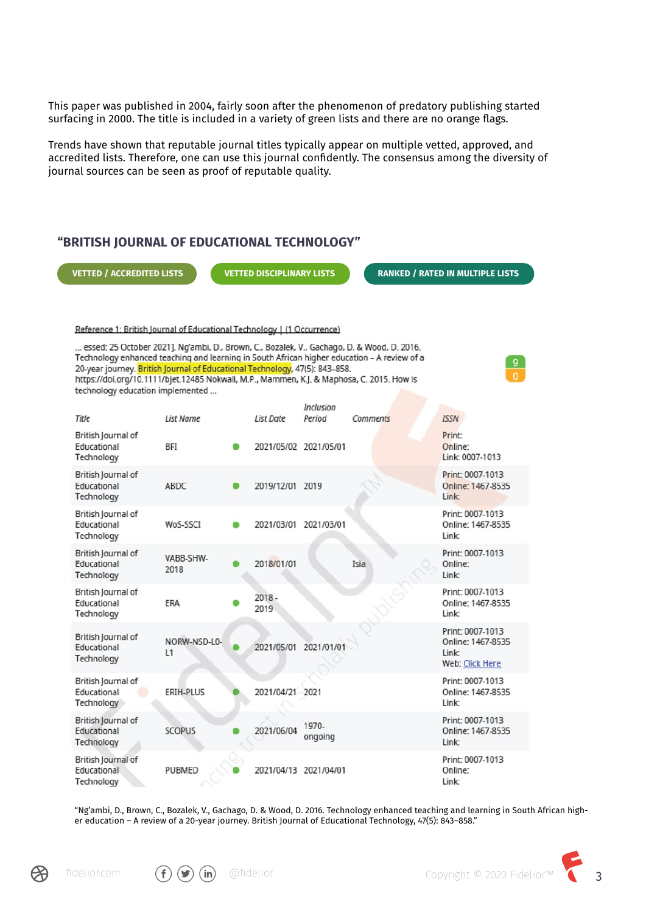This paper was published in 2004, fairly soon after the phenomenon of predatory publishing started surfacing in 2000. The title is included in a variety of green lists and there are no orange flags.

Trends have shown that reputable journal titles typically appear on multiple vetted, approved, and accredited lists. Therefore, one can use this journal confidently. The consensus among the diversity of journal sources can be seen as proof of reputable quality.

## "BRITISH JOURNAL OF EDUCATIONAL TECHNOLOGY"

**VETTED / ACCREDITED LISTS** **VETTED DISCIPLINARY LISTS** **RANKED / RATED IN MULTIPLE LISTS**

Reference 1: British Journal of Educational Technology | (1 Occurrence)

... essed: 25 October 2021]. Ng'ambi, D., Brown, C., Bozalek, V., Gachago, D. & Wood, D. 2016. Technology enhanced teaching and learning in South African higher education – A review of a 20-year journey. British Journal of Educational Technology, 47(5): 843–858. https://doi.org/10.1111/bjet.12485 Nokwali, M.P., Mammen, K.J. & Maphosa, C. 2015. How is technology education implemented ...

9
0

| Title | List Name | List Date | Inclusion Period | Comments | ISSN |
|---|---|---|---|---|---|
| British Journal of Educational Technology | BFI | 2021/05/02 | 2021/05/01 | | Print: Online: Link: 0007-1013 |
| British Journal of Educational Technology | ABDC | 2019/12/01 | 2019 | | Print: 0007-1013 Online: 1467-8535 Link: |
| British Journal of Educational Technology | WoS-SSCI | 2021/03/01 | 2021/03/01 | | Print: 0007-1013 Online: 1467-8535 Link: |
| British Journal of Educational Technology | VABB-SHW-2018 | 2018/01/01 | | Isia | Print: 0007-1013 Online: Link: |
| British Journal of Educational Technology | ERA | 2018 - 2019 | | | Print: 0007-1013 Online: 1467-8535 Link: |
| British Journal of Educational Technology | NORW-NSD-LO-L1 | 2021/05/01 | 2021/01/01 | | Print: 0007-1013 Online: 1467-8535 Link: Web: Click Here |
| British Journal of Educational Technology | ERIH-PLUS | 2021/04/21 | 2021 | | Print: 0007-1013 Online: 1467-8535 Link: |
| British Journal of Educational Technology | SCOPUS | 2021/06/04 | 1970-ongoing | | Print: 0007-1013 Online: 1467-8535 Link: |
| British Journal of Educational Technology | PUBMED | 2021/04/13 | 2021/04/01 | | Print: 0007-1013 Online: Link: |

"Ng'ambi, D., Brown, C., Bozalek, V., Gachago, D. & Wood, D. 2016. Technology enhanced teaching and learning in South African higher education – A review of a 20-year journey. British Journal of Educational Technology, 47(5): 843–858."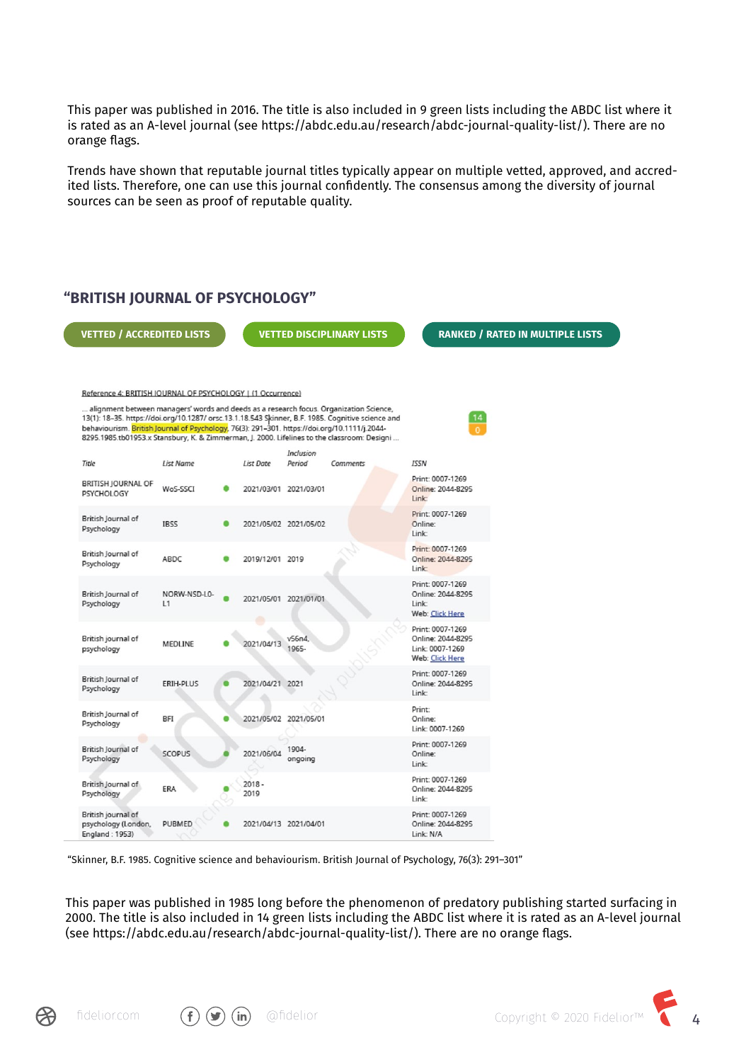This paper was published in 2016. The title is also included in 9 green lists including the ABDC list where it is rated as an A-level journal (see https://abdc.edu.au/research/abdc-journal-quality-list/). There are no orange flags.

Trends have shown that reputable journal titles typically appear on multiple vetted, approved, and accredited lists. Therefore, one can use this journal confidently. The consensus among the diversity of journal sources can be seen as proof of reputable quality.

## "BRITISH JOURNAL OF PSYCHOLOGY"

**VETTED / ACCREDITED LISTS** **VETTED DISCIPLINARY LISTS** **RANKED / RATED IN MULTIPLE LISTS**

Reference 4: BRITISH JOURNAL OF PSYCHOLOGY | (1 Occurrence)

... alignment between managers' words and deeds as a research focus. Organization Science, 13(1): 18–35. https://doi.org/10.1287/ orsc.13.1.18.543 Skinner, B.F. 1985. Cognitive science and behaviourism. British Journal of Psychology, 76(3): 291–301. https://doi.org/10.1111/j.2044-8295.1985.tb01953.x Stansbury, K. & Zimmerman, J. 2000. Lifelines to the classroom: Designi ...

14

0

| Title | List Name | | List Date | Inclusion Period | Comments | ISSN |
|---|---|---|---|---|---|---|
| BRITISH JOURNAL OF PSYCHOLOGY | WoS-SSCI | ● | 2021/03/01 | 2021/03/01 | | Print: 0007-1269<br>Online: 2044-8295<br>Link: |
| British Journal of Psychology | IBSS | ● | 2021/05/02 | 2021/05/02 | | Print: 0007-1269<br>Online:<br>Link: |
| British Journal of Psychology | ABDC | ● | 2019/12/01 | 2019 | | Print: 0007-1269<br>Online: 2044-8295<br>Link: |
| British Journal of Psychology | NORW-NSD-L0-L1 | ● | 2021/05/01 | 2021/01/01 | | Print: 0007-1269<br>Online: 2044-8295<br>Link:<br>Web: Click Here |
| British journal of psychology | MEDLINE | ● | 2021/04/13 | v56n4, 1965- | | Print: 0007-1269<br>Online: 2044-8295<br>Link: 0007-1269<br>Web: Click Here |
| British Journal of Psychology | ERIH-PLUS | ● | 2021/04/21 | 2021 | | Print: 0007-1269<br>Online: 2044-8295<br>Link: |
| British Journal of Psychology | BFI | ● | 2021/05/02 | 2021/05/01 | | Print:<br>Online:<br>Link: 0007-1269 |
| British Journal of Psychology | SCOPUS | ● | 2021/06/04 | 1904-ongoing | | Print: 0007-1269<br>Online:<br>Link: |
| British Journal of Psychology | ERA | ● | 2018-2019 | | | Print: 0007-1269<br>Online: 2044-8295<br>Link: |
| British journal of psychology (London, England : 1953) | PUBMED | ● | 2021/04/13 | 2021/04/01 | | Print: 0007-1269<br>Online: 2044-8295<br>Link: N/A |

"Skinner, B.F. 1985. Cognitive science and behaviourism. British Journal of Psychology, 76(3): 291–301"

This paper was published in 1985 long before the phenomenon of predatory publishing started surfacing in 2000. The title is also included in 14 green lists including the ABDC list where it is rated as an A-level journal (see https://abdc.edu.au/research/abdc-journal-quality-list/). There are no orange flags.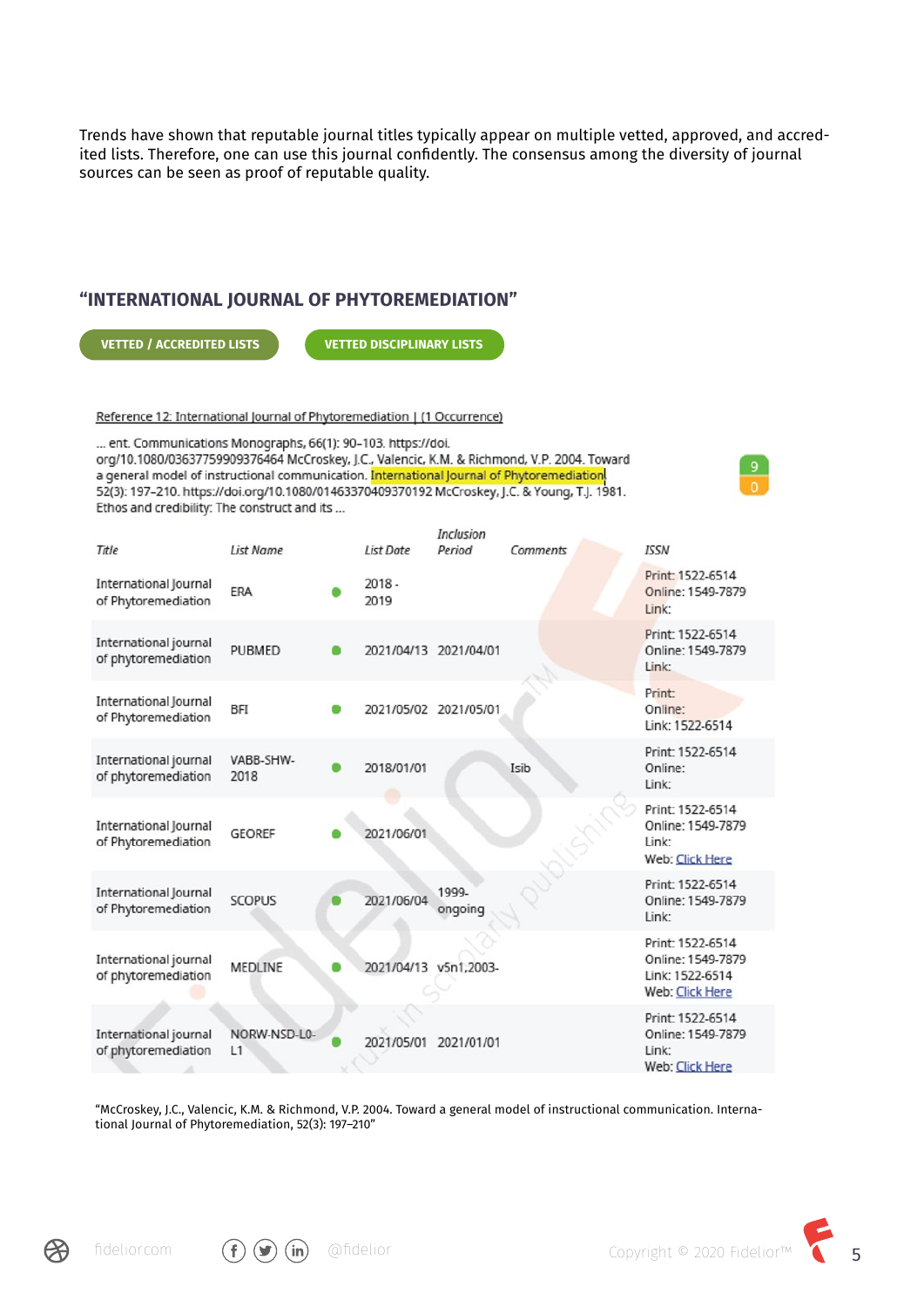Trends have shown that reputable journal titles typically appear on multiple vetted, approved, and accredited lists. Therefore, one can use this journal confidently. The consensus among the diversity of journal sources can be seen as proof of reputable quality.

## "INTERNATIONAL JOURNAL OF PHYTOREMEDIATION"

**VETTED / ACCREDITED LISTS** **VETTED DISCIPLINARY LISTS**

Reference 12: International Journal of Phytoremediation | (1 Occurrence)

... ent. Communications Monographs, 66(1): 90–103. https://doi.org/10.1080/03637759909376464 McCroskey, J.C., Valencic, K.M. & Richmond, V.P. 2004. Toward a general model of instructional communication. International Journal of Phytoremediation 52(3): 197–210. https://doi.org/10.1080/01463370409370192 McCroskey, J.C. & Young, T.J. 1981. Ethos and credibility: The construct and its ...

9
0

| *Title* | *List Name* | | *List Date* | *Inclusion Period* | *Comments* | *ISSN* |
|---|---|---|---|---|---|---|
| International Journal of Phytoremediation | ERA | ● | 2018 - 2019 | | | Print: 1522-6514 Online: 1549-7879 Link: |
| International journal of phytoremediation | PUBMED | ● | 2021/04/13 | 2021/04/01 | | Print: 1522-6514 Online: 1549-7879 Link: |
| International Journal of Phytoremediation | BFI | ● | 2021/05/02 | 2021/05/01 | | Print: Online: Link: 1522-6514 |
| International journal of phytoremediation | VABB-SHW-2018 | ● | 2018/01/01 | | Isib | Print: 1522-6514 Online: Link: |
| International Journal of Phytoremediation | GEOREF | ● | 2021/06/01 | | | Print: 1522-6514 Online: 1549-7879 Link: Web: Click Here |
| International Journal of Phytoremediation | SCOPUS | ● | 2021/06/04 | 1999-ongoing | | Print: 1522-6514 Online: 1549-7879 Link: |
| International journal of phytoremediation | MEDLINE | ● | 2021/04/13 | v5n1,2003- | | Print: 1522-6514 Online: 1549-7879 Link: 1522-6514 Web: Click Here |
| International journal of phytoremediation | NORW-NSD-L0-L1 | ● | 2021/05/01 | 2021/01/01 | | Print: 1522-6514 Online: 1549-7879 Link: Web: Click Here |

"McCroskey, J.C., Valencic, K.M. & Richmond, V.P. 2004. Toward a general model of instructional communication. International Journal of Phytoremediation, 52(3): 197–210"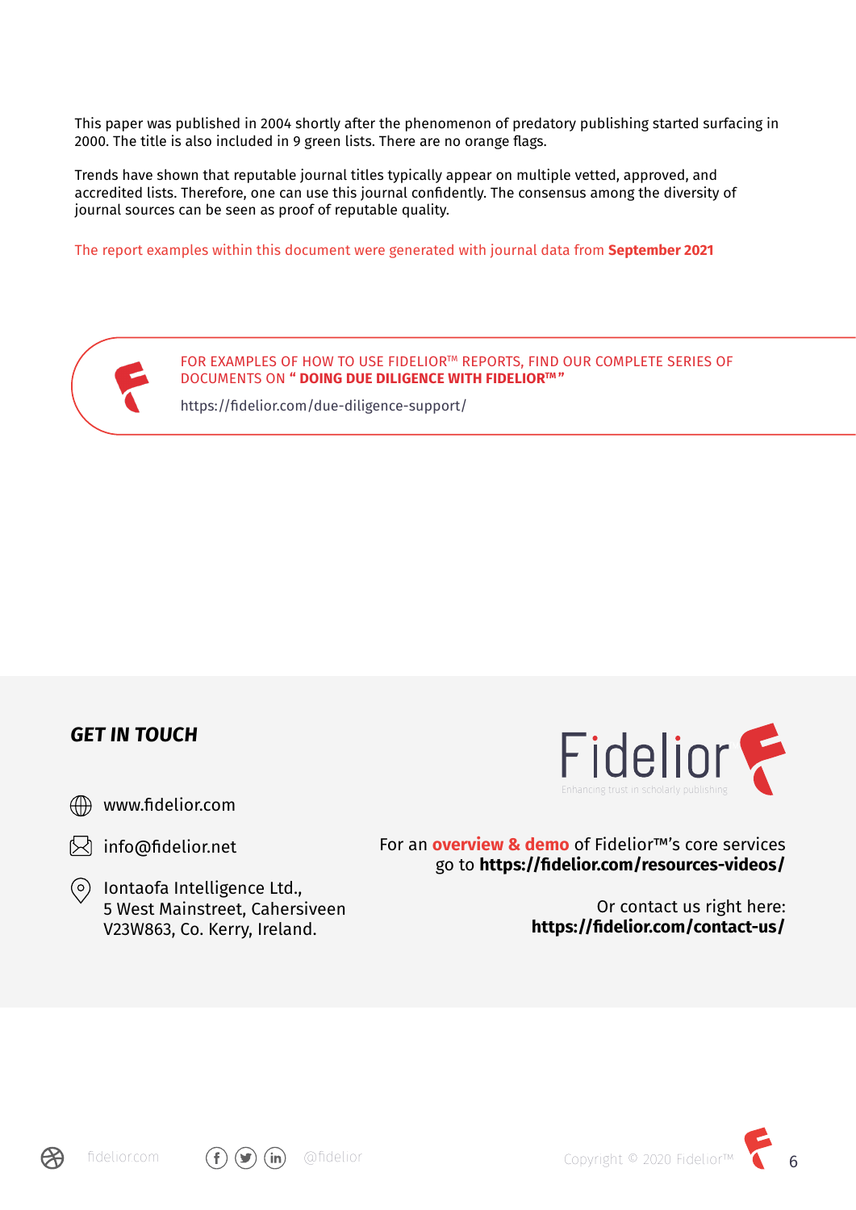This paper was published in 2004 shortly after the phenomenon of predatory publishing started surfacing in 2000. The title is also included in 9 green lists. There are no orange flags.

Trends have shown that reputable journal titles typically appear on multiple vetted, approved, and accredited lists. Therefore, one can use this journal confidently. The consensus among the diversity of journal sources can be seen as proof of reputable quality.

The report examples within this document were generated with journal data from **September 2021**

FOR EXAMPLES OF HOW TO USE FIDELIOR™ REPORTS, FIND OUR COMPLETE SERIES OF DOCUMENTS ON **" DOING DUE DILIGENCE WITH FIDELIOR™"**

https://fidelior.com/due-diligence-support/

***GET IN TOUCH***

www.fidelior.com

info@fidelior.net

Iontaofa Intelligence Ltd.,
5 West Mainstreet, Cahersiveen
V23W863, Co. Kerry, Ireland.

Fidelior

Enhancing trust in scholarly publishing

For an **overview & demo** of Fidelior™'s core services go to **https://fidelior.com/resources-videos/**

Or contact us right here:
**https://fidelior.com/contact-us/**